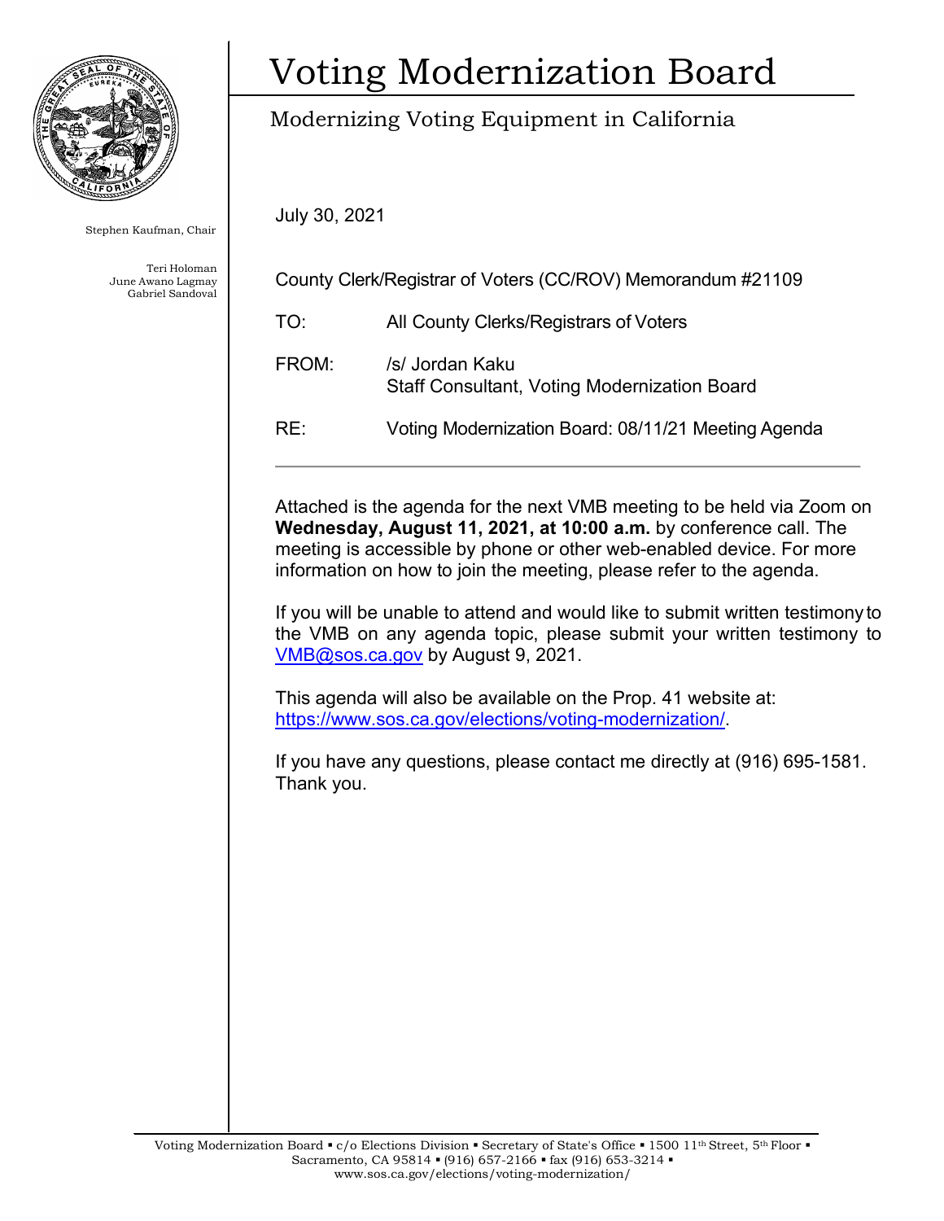# Voting Modernization Board

## Modernizing Voting Equipment in California

Stephen Kaufman, Chair

Teri Holoman
June Awano Lagmay
Gabriel Sandoval

July 30, 2021

County Clerk/Registrar of Voters (CC/ROV) Memorandum #21109

TO: All County Clerks/Registrars of Voters

FROM: /s/ Jordan Kaku
Staff Consultant, Voting Modernization Board

RE: Voting Modernization Board: 08/11/21 Meeting Agenda

---

Attached is the agenda for the next VMB meeting to be held via Zoom on **Wednesday, August 11, 2021, at 10:00 a.m.** by conference call. The meeting is accessible by phone or other web-enabled device. For more information on how to join the meeting, please refer to the agenda.

If you will be unable to attend and would like to submit written testimony to the VMB on any agenda topic, please submit your written testimony to VMB@sos.ca.gov by August 9, 2021.

This agenda will also be available on the Prop. 41 website at: https://www.sos.ca.gov/elections/voting-modernization/.

If you have any questions, please contact me directly at (916) 695-1581. Thank you.

Voting Modernization Board ▪ c/o Elections Division ▪ Secretary of State's Office ▪ 1500 11th Street, 5th Floor ▪ Sacramento, CA 95814 ▪ (916) 657-2166 ▪ fax (916) 653-3214 ▪ www.sos.ca.gov/elections/voting-modernization/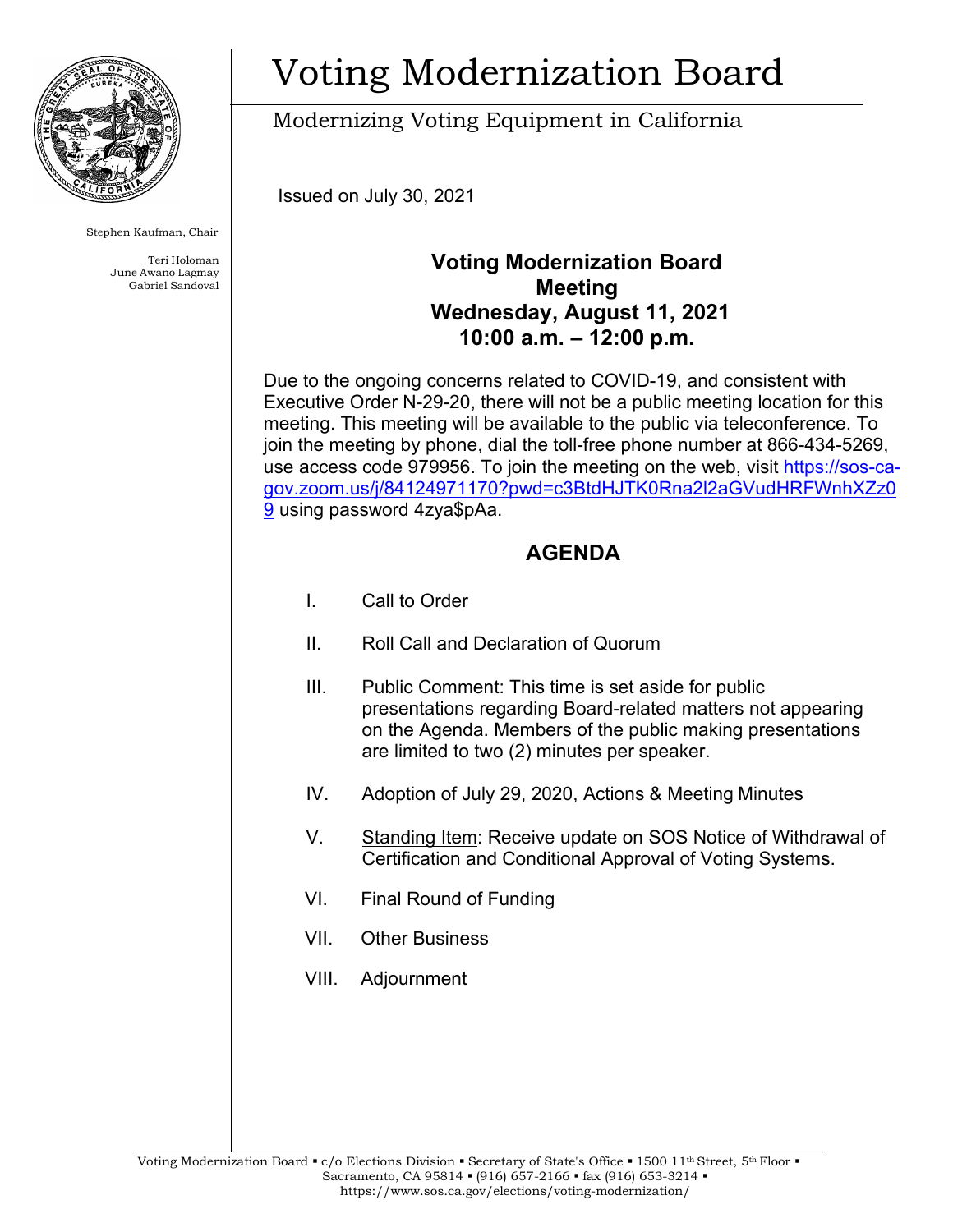# Voting Modernization Board

Modernizing Voting Equipment in California

Stephen Kaufman, Chair

Teri Holoman
June Awano Lagmay
Gabriel Sandoval

Issued on July 30, 2021

**Voting Modernization Board**
**Meeting**
**Wednesday, August 11, 2021**
**10:00 a.m. – 12:00 p.m.**

Due to the ongoing concerns related to COVID-19, and consistent with Executive Order N-29-20, there will not be a public meeting location for this meeting. This meeting will be available to the public via teleconference. To join the meeting by phone, dial the toll-free phone number at 866-434-5269, use access code 979956. To join the meeting on the web, visit https://sos-ca-gov.zoom.us/j/84124971170?pwd=c3BtdHJTK0Rna2l2aGVudHRFWnhXZz09 using password 4zya$pAa.

## AGENDA

I. Call to Order

II. Roll Call and Declaration of Quorum

III. Public Comment: This time is set aside for public presentations regarding Board-related matters not appearing on the Agenda. Members of the public making presentations are limited to two (2) minutes per speaker.

IV. Adoption of July 29, 2020, Actions & Meeting Minutes

V. Standing Item: Receive update on SOS Notice of Withdrawal of Certification and Conditional Approval of Voting Systems.

VI. Final Round of Funding

VII. Other Business

VIII. Adjournment

Voting Modernization Board ▪ c/o Elections Division ▪ Secretary of State's Office ▪ 1500 11th Street, 5th Floor ▪ Sacramento, CA 95814 ▪ (916) 657-2166 ▪ fax (916) 653-3214 ▪ https://www.sos.ca.gov/elections/voting-modernization/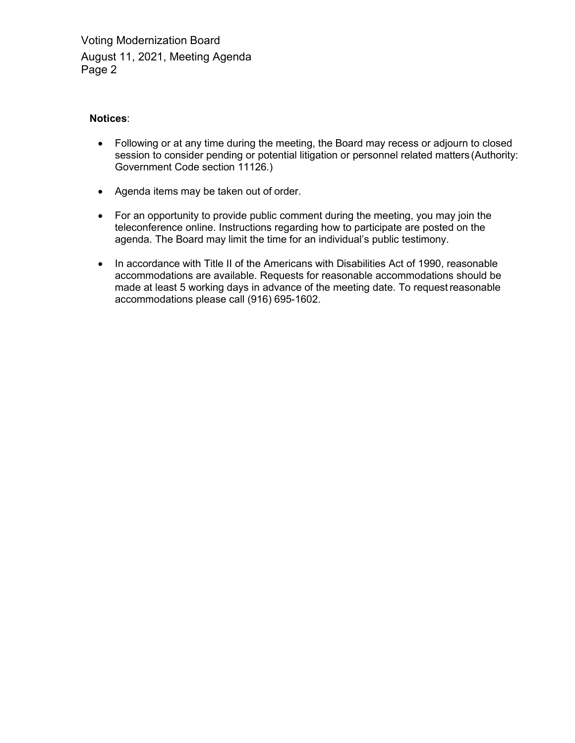**Notices**:

- Following or at any time during the meeting, the Board may recess or adjourn to closed session to consider pending or potential litigation or personnel related matters (Authority: Government Code section 11126.)
- Agenda items may be taken out of order.
- For an opportunity to provide public comment during the meeting, you may join the teleconference online. Instructions regarding how to participate are posted on the agenda. The Board may limit the time for an individual's public testimony.
- In accordance with Title II of the Americans with Disabilities Act of 1990, reasonable accommodations are available. Requests for reasonable accommodations should be made at least 5 working days in advance of the meeting date. To request reasonable accommodations please call (916) 695-1602.